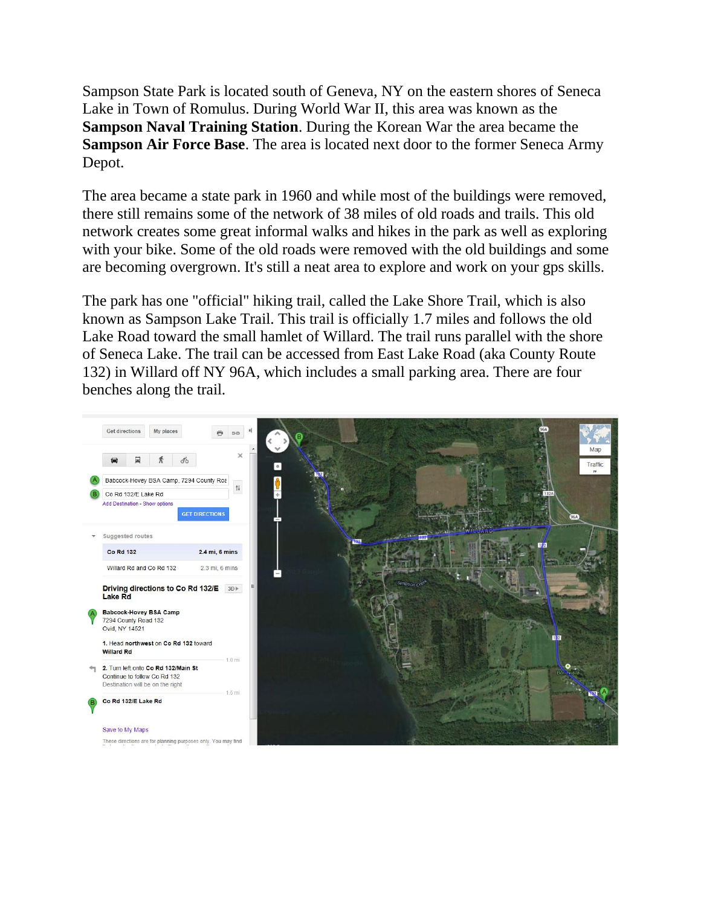Sampson State Park is located south of Geneva, NY on the eastern shores of Seneca Lake in Town of Romulus. During World War II, this area was known as the **Sampson Naval Training Station**. During the Korean War the area became the **Sampson Air Force Base**. The area is located next door to the former Seneca Army Depot.

The area became a state park in 1960 and while most of the buildings were removed, there still remains some of the network of 38 miles of old roads and trails. This old network creates some great informal walks and hikes in the park as well as exploring with your bike. Some of the old roads were removed with the old buildings and some are becoming overgrown. It's still a neat area to explore and work on your gps skills.

The park has one "official" hiking trail, called the Lake Shore Trail, which is also known as Sampson Lake Trail. This trail is officially 1.7 miles and follows the old Lake Road toward the small hamlet of Willard. The trail runs parallel with the shore of Seneca Lake. The trail can be accessed from East Lake Road (aka County Route 132) in Willard off NY 96A, which includes a small parking area. There are four benches along the trail.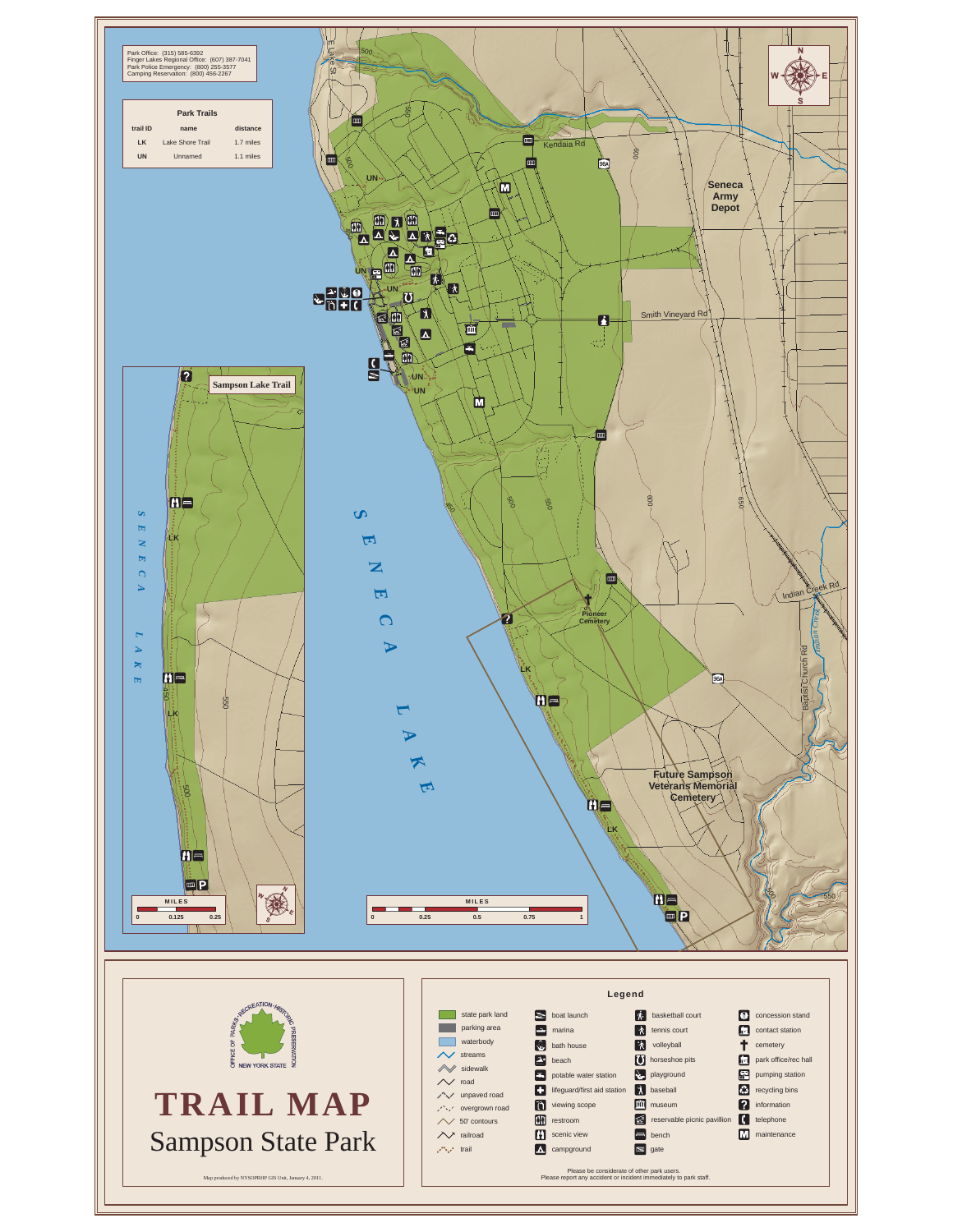Park Office: (315) 585-6392
Finger Lakes Regional Office: (607) 387-7041
Park Police Emergency: (800) 255-3577
Camping Reservation: (800) 456-2267

### Park Trails

| trail ID | name | distance |
| --- | --- | --- |
| LK | Lake Shore Trail | 1.7 miles |
| UN | Unnamed | 1.1 miles |

Seneca Army Depot

Kendaia Rd

Smith Vineyard Rd

Indian Creek Rd

Indian Creek

Baptist Church Rd

Lake St

Pioneer Cemetery

Future Sampson Veterans Memorial Cemetery

SENECA LAKE

Sampson Lake Trail

MILES
0 0.125 0.25

MILES
0 0.25 0.5 0.75 1

OFFICE OF PARKS, RECREATION & HISTORIC PRESERVATION
NEW YORK STATE

# TRAIL MAP

## Sampson State Park

Map produced by NYSOPRHP GIS Unit, January 4, 2011.

### Legend

- state park land
- parking area
- waterbody
- streams
- sidewalk
- road
- unpaved road
- overgrown road
- 50' contours
- railroad
- trail
- boat launch
- marina
- bath house
- beach
- potable water station
- lifeguard/first aid station
- viewing scope
- restroom
- scenic view
- campground
- basketball court
- tennis court
- volleyball
- horseshoe pits
- playground
- baseball
- museum
- reservable picnic pavilion
- bench
- gate
- concession stand
- contact station
- cemetery
- park office/rec hall
- pumping station
- recycling bins
- information
- telephone
- maintenance

Please be considerate of other park users.
Please report any accident or incident immediately to park staff.